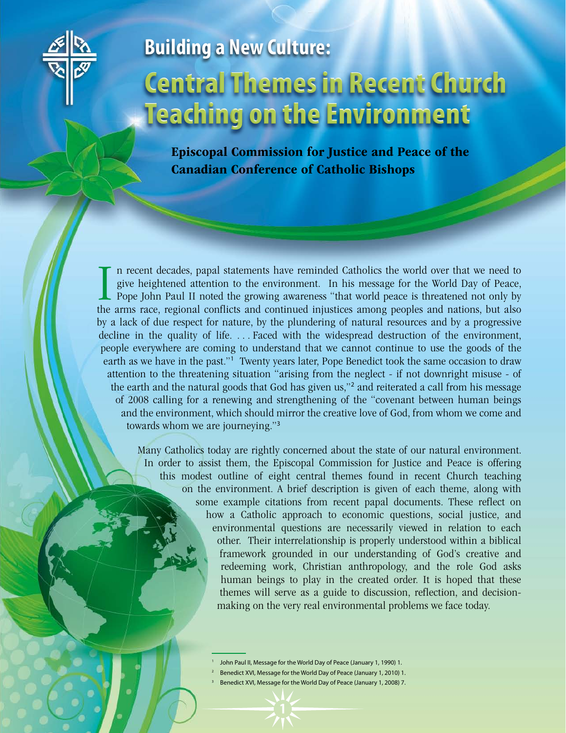# Building a New Culture:

# Central Themes in Recent Church Teaching on the Environment

**Episcopal Commission for Justice and Peace of the Canadian Conference of Catholic Bishops**

In recent decades, papal statements have reminded Catholics the world over that we need to give heightened attention to the environment. In his message for the World Day of Peace, Pope John Paul II noted the growing awareness "that world peace is threatened not only by the arms race, regional conflicts and continued injustices among peoples and nations, but also by a lack of due respect for nature, by the plundering of natural resources and by a progressive decline in the quality of life. . . . Faced with the widespread destruction of the environment, people everywhere are coming to understand that we cannot continue to use the goods of the earth as we have in the past."[1] Twenty years later, Pope Benedict took the same occasion to draw attention to the threatening situation "arising from the neglect - if not downright misuse - of the earth and the natural goods that God has given us,"[2] and reiterated a call from his message of 2008 calling for a renewing and strengthening of the "covenant between human beings and the environment, which should mirror the creative love of God, from whom we come and towards whom we are journeying."[3]

Many Catholics today are rightly concerned about the state of our natural environment. In order to assist them, the Episcopal Commission for Justice and Peace is offering this modest outline of eight central themes found in recent Church teaching on the environment. A brief description is given of each theme, along with some example citations from recent papal documents. These reflect on how a Catholic approach to economic questions, social justice, and environmental questions are necessarily viewed in relation to each other. Their interrelationship is properly understood within a biblical framework grounded in our understanding of God's creative and redeeming work, Christian anthropology, and the role God asks human beings to play in the created order. It is hoped that these themes will serve as a guide to discussion, reflection, and decision-making on the very real environmental problems we face today.

[1] John Paul II, Message for the World Day of Peace (January 1, 1990) 1.

[2] Benedict XVI, Message for the World Day of Peace (January 1, 2010) 1.

[3] Benedict XVI, Message for the World Day of Peace (January 1, 2008) 7.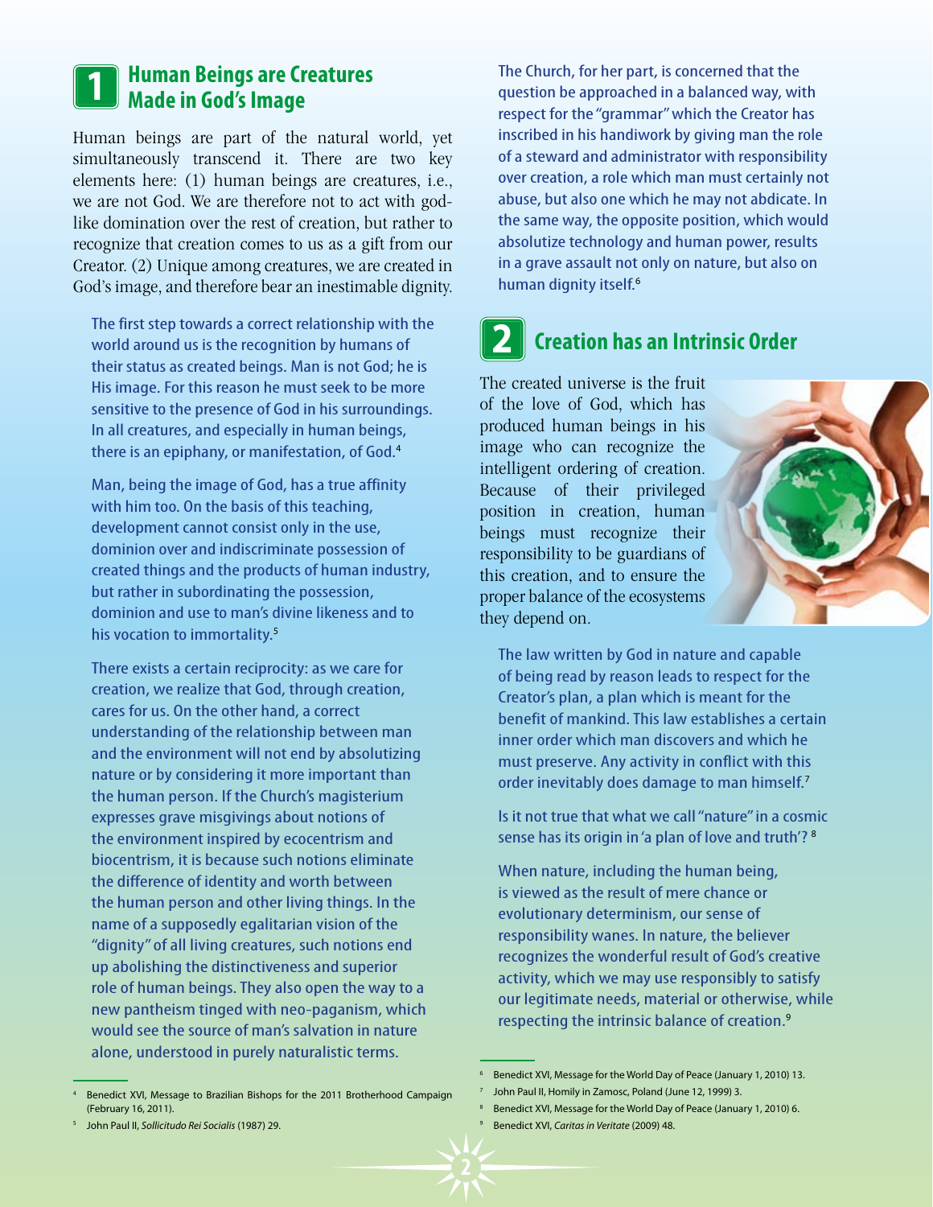## 1 Human Beings are Creatures Made in God's Image

Human beings are part of the natural world, yet simultaneously transcend it. There are two key elements here: (1) human beings are creatures, i.e., we are not God. We are therefore not to act with god-like domination over the rest of creation, but rather to recognize that creation comes to us as a gift from our Creator. (2) Unique among creatures, we are created in God's image, and therefore bear an inestimable dignity.

The first step towards a correct relationship with the world around us is the recognition by humans of their status as created beings. Man is not God; he is His image. For this reason he must seek to be more sensitive to the presence of God in his surroundings. In all creatures, and especially in human beings, there is an epiphany, or manifestation, of God.[4]

Man, being the image of God, has a true affinity with him too. On the basis of this teaching, development cannot consist only in the use, dominion over and indiscriminate possession of created things and the products of human industry, but rather in subordinating the possession, dominion and use to man's divine likeness and to his vocation to immortality.[5]

There exists a certain reciprocity: as we care for creation, we realize that God, through creation, cares for us. On the other hand, a correct understanding of the relationship between man and the environment will not end by absolutizing nature or by considering it more important than the human person. If the Church's magisterium expresses grave misgivings about notions of the environment inspired by ecocentrism and biocentrism, it is because such notions eliminate the difference of identity and worth between the human person and other living things. In the name of a supposedly egalitarian vision of the "dignity" of all living creatures, such notions end up abolishing the distinctiveness and superior role of human beings. They also open the way to a new pantheism tinged with neo-paganism, which would see the source of man's salvation in nature alone, understood in purely naturalistic terms.

The Church, for her part, is concerned that the question be approached in a balanced way, with respect for the "grammar" which the Creator has inscribed in his handiwork by giving man the role of a steward and administrator with responsibility over creation, a role which man must certainly not abuse, but also one which he may not abdicate. In the same way, the opposite position, which would absolutize technology and human power, results in a grave assault not only on nature, but also on human dignity itself.[6]

## 2 Creation has an Intrinsic Order

The created universe is the fruit of the love of God, which has produced human beings in his image who can recognize the intelligent ordering of creation. Because of their privileged position in creation, human beings must recognize their responsibility to be guardians of this creation, and to ensure the proper balance of the ecosystems they depend on.

The law written by God in nature and capable of being read by reason leads to respect for the Creator's plan, a plan which is meant for the benefit of mankind. This law establishes a certain inner order which man discovers and which he must preserve. Any activity in conflict with this order inevitably does damage to man himself.[7]

Is it not true that what we call "nature" in a cosmic sense has its origin in 'a plan of love and truth'? [8]

When nature, including the human being, is viewed as the result of mere chance or evolutionary determinism, our sense of responsibility wanes. In nature, the believer recognizes the wonderful result of God's creative activity, which we may use responsibly to satisfy our legitimate needs, material or otherwise, while respecting the intrinsic balance of creation.[9]

---

[4] Benedict XVI, Message to Brazilian Bishops for the 2011 Brotherhood Campaign (February 16, 2011).

[5] John Paul II, *Sollicitudo Rei Socialis* (1987) 29.

[6] Benedict XVI, Message for the World Day of Peace (January 1, 2010) 13.

[7] John Paul II, Homily in Zamosc, Poland (June 12, 1999) 3.

[8] Benedict XVI, Message for the World Day of Peace (January 1, 2010) 6.

[9] Benedict XVI, *Caritas in Veritate* (2009) 48.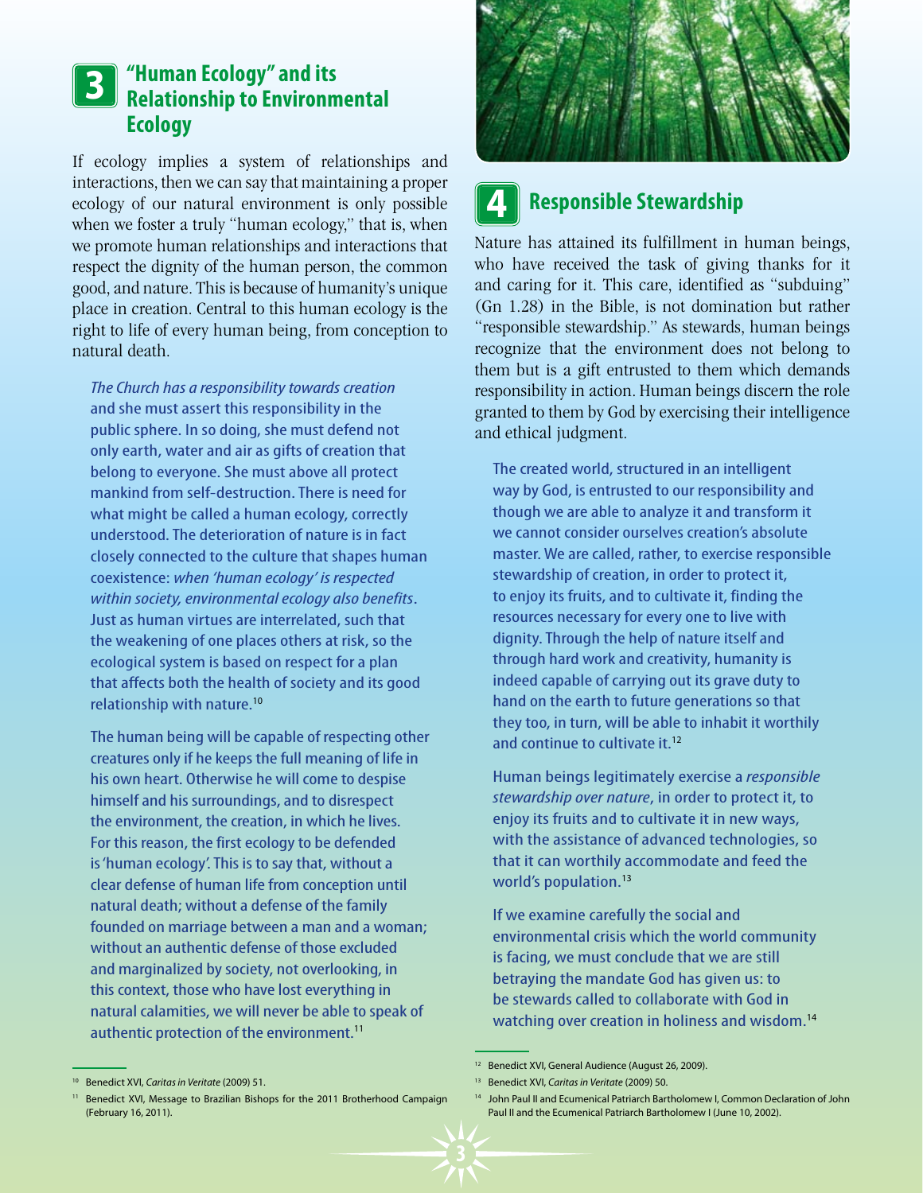## 3 "Human Ecology" and its Relationship to Environmental Ecology

If ecology implies a system of relationships and interactions, then we can say that maintaining a proper ecology of our natural environment is only possible when we foster a truly "human ecology," that is, when we promote human relationships and interactions that respect the dignity of the human person, the common good, and nature. This is because of humanity's unique place in creation. Central to this human ecology is the right to life of every human being, from conception to natural death.

> *The Church has a responsibility towards creation* and she must assert this responsibility in the public sphere. In so doing, she must defend not only earth, water and air as gifts of creation that belong to everyone. She must above all protect mankind from self-destruction. There is need for what might be called a human ecology, correctly understood. The deterioration of nature is in fact closely connected to the culture that shapes human coexistence: *when 'human ecology' is respected within society, environmental ecology also benefits*. Just as human virtues are interrelated, such that the weakening of one places others at risk, so the ecological system is based on respect for a plan that affects both the health of society and its good relationship with nature.[10]

> The human being will be capable of respecting other creatures only if he keeps the full meaning of life in his own heart. Otherwise he will come to despise himself and his surroundings, and to disrespect the environment, the creation, in which he lives. For this reason, the first ecology to be defended is 'human ecology'. This is to say that, without a clear defense of human life from conception until natural death; without a defense of the family founded on marriage between a man and a woman; without an authentic defense of those excluded and marginalized by society, not overlooking, in this context, those who have lost everything in natural calamities, we will never be able to speak of authentic protection of the environment.[11]

[10] Benedict XVI, *Caritas in Veritate* (2009) 51.

[11] Benedict XVI, Message to Brazilian Bishops for the 2011 Brotherhood Campaign (February 16, 2011).

## 4 Responsible Stewardship

Nature has attained its fulfillment in human beings, who have received the task of giving thanks for it and caring for it. This care, identified as "subduing" (Gn 1.28) in the Bible, is not domination but rather "responsible stewardship." As stewards, human beings recognize that the environment does not belong to them but is a gift entrusted to them which demands responsibility in action. Human beings discern the role granted to them by God by exercising their intelligence and ethical judgment.

> The created world, structured in an intelligent way by God, is entrusted to our responsibility and though we are able to analyze it and transform it we cannot consider ourselves creation's absolute master. We are called, rather, to exercise responsible stewardship of creation, in order to protect it, to enjoy its fruits, and to cultivate it, finding the resources necessary for every one to live with dignity. Through the help of nature itself and through hard work and creativity, humanity is indeed capable of carrying out its grave duty to hand on the earth to future generations so that they too, in turn, will be able to inhabit it worthily and continue to cultivate it.[12]

> Human beings legitimately exercise a *responsible stewardship over nature*, in order to protect it, to enjoy its fruits and to cultivate it in new ways, with the assistance of advanced technologies, so that it can worthily accommodate and feed the world's population.[13]

> If we examine carefully the social and environmental crisis which the world community is facing, we must conclude that we are still betraying the mandate God has given us: to be stewards called to collaborate with God in watching over creation in holiness and wisdom.[14]

[12] Benedict XVI, General Audience (August 26, 2009).

[13] Benedict XVI, *Caritas in Veritate* (2009) 50.

[14] John Paul II and Ecumenical Patriarch Bartholomew I, Common Declaration of John Paul II and the Ecumenical Patriarch Bartholomew I (June 10, 2002).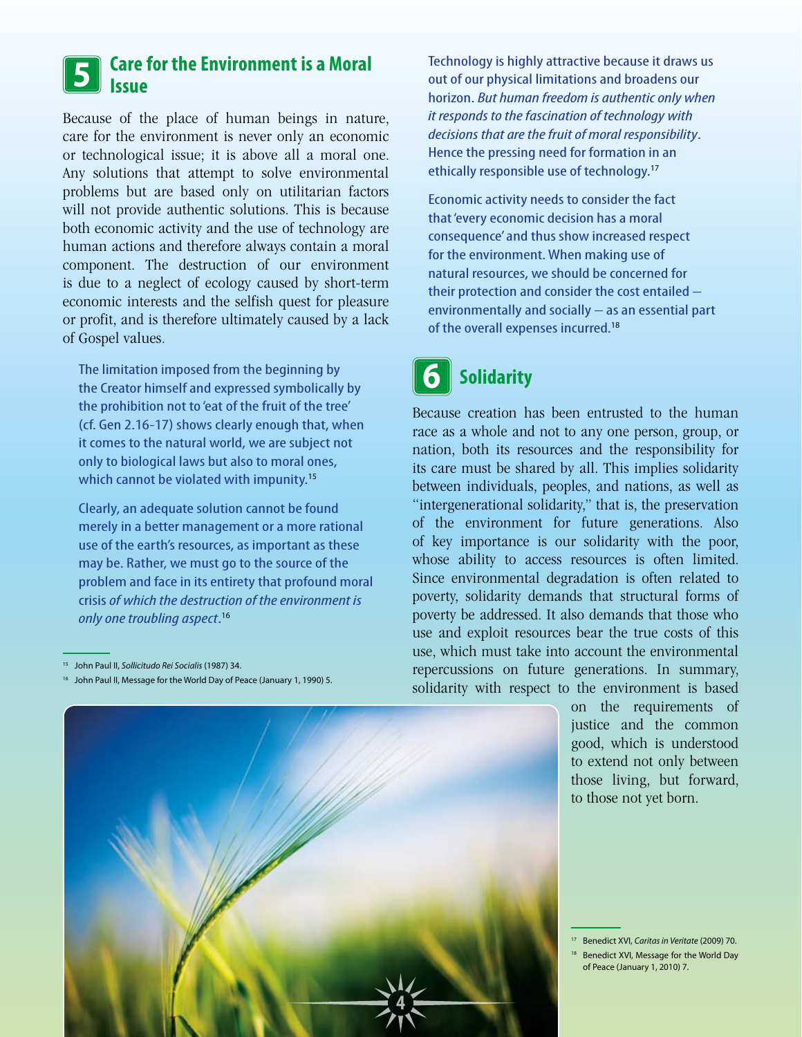## 5 Care for the Environment is a Moral Issue

Because of the place of human beings in nature, care for the environment is never only an economic or technological issue; it is above all a moral one. Any solutions that attempt to solve environmental problems but are based only on utilitarian factors will not provide authentic solutions. This is because both economic activity and the use of technology are human actions and therefore always contain a moral component. The destruction of our environment is due to a neglect of ecology caused by short-term economic interests and the selfish quest for pleasure or profit, and is therefore ultimately caused by a lack of Gospel values.

> The limitation imposed from the beginning by the Creator himself and expressed symbolically by the prohibition not to 'eat of the fruit of the tree' (cf. Gen 2.16-17) shows clearly enough that, when it comes to the natural world, we are subject not only to biological laws but also to moral ones, which cannot be violated with impunity.[15]

> Clearly, an adequate solution cannot be found merely in a better management or a more rational use of the earth's resources, as important as these may be. Rather, we must go to the source of the problem and face in its entirety that profound moral crisis *of which the destruction of the environment is only one troubling aspect*.[16]

[15] John Paul II, *Sollicitudo Rei Socialis* (1987) 34.

[16] John Paul II, Message for the World Day of Peace (January 1, 1990) 5.

> Technology is highly attractive because it draws us out of our physical limitations and broadens our horizon. *But human freedom is authentic only when it responds to the fascination of technology with decisions that are the fruit of moral responsibility*. Hence the pressing need for formation in an ethically responsible use of technology.[17]

> Economic activity needs to consider the fact that 'every economic decision has a moral consequence' and thus show increased respect for the environment. When making use of natural resources, we should be concerned for their protection and consider the cost entailed — environmentally and socially — as an essential part of the overall expenses incurred.[18]

## 6 Solidarity

Because creation has been entrusted to the human race as a whole and not to any one person, group, or nation, both its resources and the responsibility for its care must be shared by all. This implies solidarity between individuals, peoples, and nations, as well as "intergenerational solidarity," that is, the preservation of the environment for future generations. Also of key importance is our solidarity with the poor, whose ability to access resources is often limited. Since environmental degradation is often related to poverty, solidarity demands that structural forms of poverty be addressed. It also demands that those who use and exploit resources bear the true costs of this use, which must take into account the environmental repercussions on future generations. In summary, solidarity with respect to the environment is based on the requirements of justice and the common good, which is understood to extend not only between those living, but forward, to those not yet born.

[17] Benedict XVI, *Caritas in Veritate* (2009) 70.

[18] Benedict XVI, Message for the World Day of Peace (January 1, 2010) 7.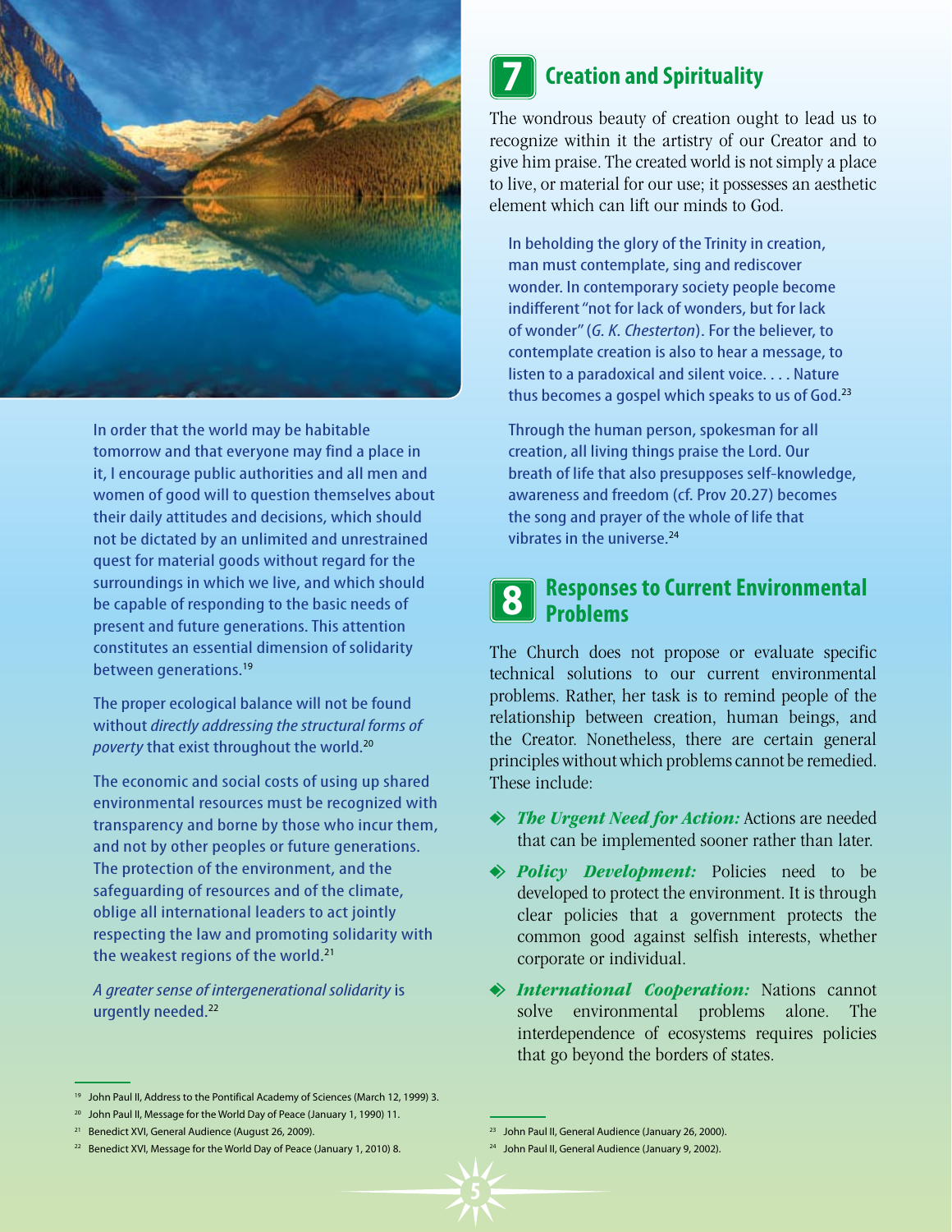In order that the world may be habitable tomorrow and that everyone may find a place in it, I encourage public authorities and all men and women of good will to question themselves about their daily attitudes and decisions, which should not be dictated by an unlimited and unrestrained quest for material goods without regard for the surroundings in which we live, and which should be capable of responding to the basic needs of present and future generations. This attention constitutes an essential dimension of solidarity between generations.[19]

The proper ecological balance will not be found without *directly addressing the structural forms of poverty* that exist throughout the world.[20]

The economic and social costs of using up shared environmental resources must be recognized with transparency and borne by those who incur them, and not by other peoples or future generations. The protection of the environment, and the safeguarding of resources and of the climate, oblige all international leaders to act jointly respecting the law and promoting solidarity with the weakest regions of the world.[21]

*A greater sense of intergenerational solidarity* is urgently needed.[22]

## 7 Creation and Spirituality

The wondrous beauty of creation ought to lead us to recognize within it the artistry of our Creator and to give him praise. The created world is not simply a place to live, or material for our use; it possesses an aesthetic element which can lift our minds to God.

> In beholding the glory of the Trinity in creation, man must contemplate, sing and rediscover wonder. In contemporary society people become indifferent "not for lack of wonders, but for lack of wonder" (*G. K. Chesterton*). For the believer, to contemplate creation is also to hear a message, to listen to a paradoxical and silent voice. . . . Nature thus becomes a gospel which speaks to us of God.[23]
>
> Through the human person, spokesman for all creation, all living things praise the Lord. Our breath of life that also presupposes self-knowledge, awareness and freedom (cf. Prov 20.27) becomes the song and prayer of the whole of life that vibrates in the universe.[24]

## 8 Responses to Current Environmental Problems

The Church does not propose or evaluate specific technical solutions to our current environmental problems. Rather, her task is to remind people of the relationship between creation, human beings, and the Creator. Nonetheless, there are certain general principles without which problems cannot be remedied. These include:

- ***The Urgent Need for Action:*** Actions are needed that can be implemented sooner rather than later.
- ***Policy Development:*** Policies need to be developed to protect the environment. It is through clear policies that a government protects the common good against selfish interests, whether corporate or individual.
- ***International Cooperation:*** Nations cannot solve environmental problems alone. The interdependence of ecosystems requires policies that go beyond the borders of states.

---

[19] John Paul II, Address to the Pontifical Academy of Sciences (March 12, 1999) 3.

[20] John Paul II, Message for the World Day of Peace (January 1, 1990) 11.

[21] Benedict XVI, General Audience (August 26, 2009).

[22] Benedict XVI, Message for the World Day of Peace (January 1, 2010) 8.

[23] John Paul II, General Audience (January 26, 2000).

[24] John Paul II, General Audience (January 9, 2002).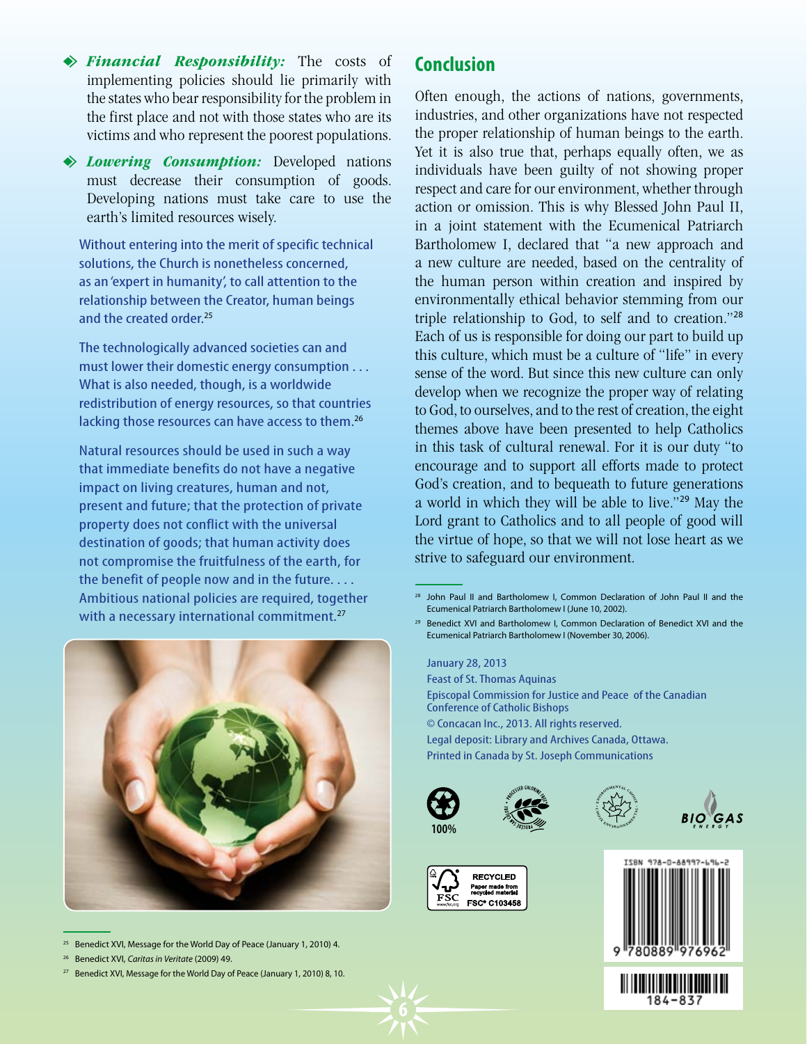- ***Financial Responsibility:*** The costs of implementing policies should lie primarily with the states who bear responsibility for the problem in the first place and not with those states who are its victims and who represent the poorest populations.
- ***Lowering Consumption:*** Developed nations must decrease their consumption of goods. Developing nations must take care to use the earth's limited resources wisely.

> Without entering into the merit of specific technical solutions, the Church is nonetheless concerned, as an 'expert in humanity', to call attention to the relationship between the Creator, human beings and the created order.[25]

> The technologically advanced societies can and must lower their domestic energy consumption . . . What is also needed, though, is a worldwide redistribution of energy resources, so that countries lacking those resources can have access to them.[26]

> Natural resources should be used in such a way that immediate benefits do not have a negative impact on living creatures, human and not, present and future; that the protection of private property does not conflict with the universal destination of goods; that human activity does not compromise the fruitfulness of the earth, for the benefit of people now and in the future. . . . Ambitious national policies are required, together with a necessary international commitment.[27]

[25] Benedict XVI, Message for the World Day of Peace (January 1, 2010) 4.

[26] Benedict XVI, *Caritas in Veritate* (2009) 49.

[27] Benedict XVI, Message for the World Day of Peace (January 1, 2010) 8, 10.

## Conclusion

Often enough, the actions of nations, governments, industries, and other organizations have not respected the proper relationship of human beings to the earth. Yet it is also true that, perhaps equally often, we as individuals have been guilty of not showing proper respect and care for our environment, whether through action or omission. This is why Blessed John Paul II, in a joint statement with the Ecumenical Patriarch Bartholomew I, declared that "a new approach and a new culture are needed, based on the centrality of the human person within creation and inspired by environmentally ethical behavior stemming from our triple relationship to God, to self and to creation."[28] Each of us is responsible for doing our part to build up this culture, which must be a culture of "life" in every sense of the word. But since this new culture can only develop when we recognize the proper way of relating to God, to ourselves, and to the rest of creation, the eight themes above have been presented to help Catholics in this task of cultural renewal. For it is our duty "to encourage and to support all efforts made to protect God's creation, and to bequeath to future generations a world in which they will be able to live."[29] May the Lord grant to Catholics and to all people of good will the virtue of hope, so that we will not lose heart as we strive to safeguard our environment.

[28] John Paul II and Bartholomew I, Common Declaration of John Paul II and the Ecumenical Patriarch Bartholomew I (June 10, 2002).

[29] Benedict XVI and Bartholomew I, Common Declaration of Benedict XVI and the Ecumenical Patriarch Bartholomew I (November 30, 2006).

January 28, 2013
Feast of St. Thomas Aquinas
Episcopal Commission for Justice and Peace of the Canadian Conference of Catholic Bishops
© Concacan Inc., 2013. All rights reserved.
Legal deposit: Library and Archives Canada, Ottawa.
Printed in Canada by St. Joseph Communications

100%

BIO GAS ENERGY

RECYCLED Paper made from recycled material FSC® C103458

ISBN 978-0-88997-696-2

9 780889 976962

184-837